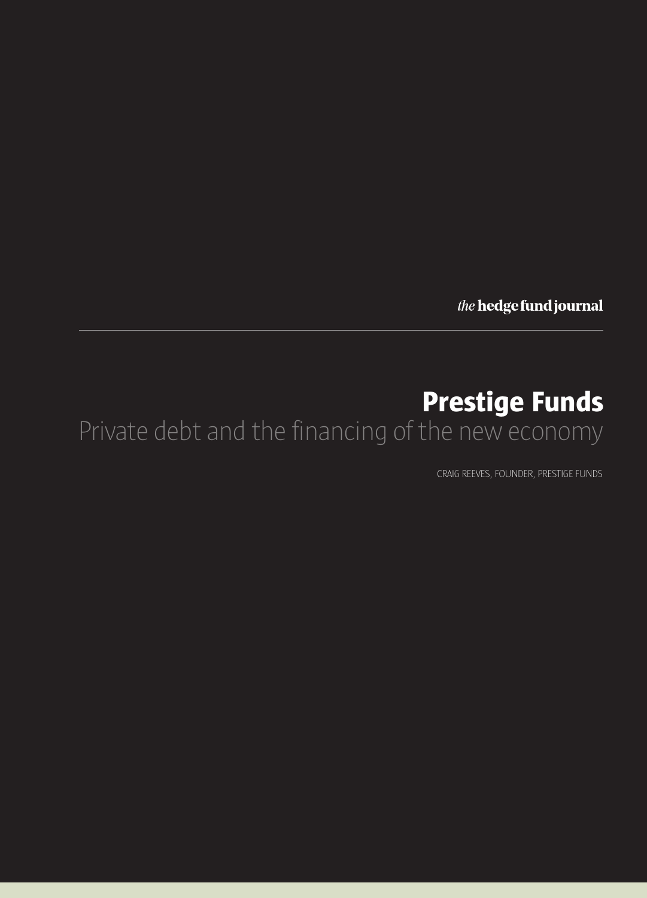*the* **hedge fund journal**

# Prestige Funds

## Private debt and the financing of the new economy

CRAIG REEVES, FOUNDER, PRESTIGE FUNDS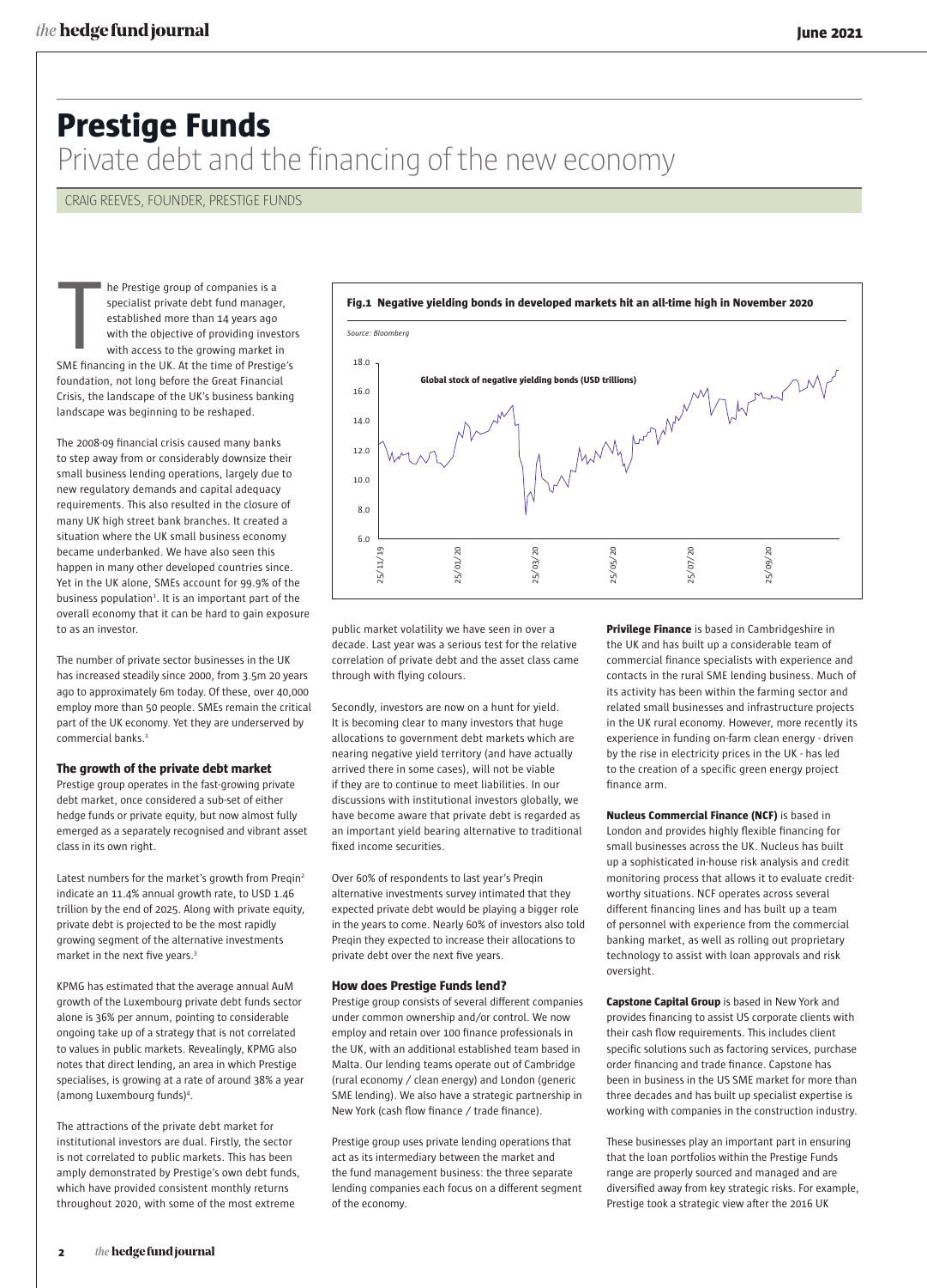# Prestige Funds

## Private debt and the financing of the new economy

CRAIG REEVES, FOUNDER, PRESTIGE FUNDS

The Prestige group of companies is a specialist private debt fund manager, established more than 14 years ago with the objective of providing investors with access to the growing market in SME financing in the UK. At the time of Prestige's foundation, not long before the Great Financial Crisis, the landscape of the UK's business banking landscape was beginning to be reshaped.

The 2008-09 financial crisis caused many banks to step away from or considerably downsize their small business lending operations, largely due to new regulatory demands and capital adequacy requirements. This also resulted in the closure of many UK high street bank branches. It created a situation where the UK small business economy became underbanked. We have also seen this happen in many other developed countries since. Yet in the UK alone, SMEs account for 99.9% of the business population[1]. It is an important part of the overall economy that it can be hard to gain exposure to as an investor.

The number of private sector businesses in the UK has increased steadily since 2000, from 3.5m 20 years ago to approximately 6m today. Of these, over 40,000 employ more than 50 people. SMEs remain the critical part of the UK economy. Yet they are underserved by commercial banks.[1]

### The growth of the private debt market

Prestige group operates in the fast-growing private debt market, once considered a sub-set of either hedge funds or private equity, but now almost fully emerged as a separately recognised and vibrant asset class in its own right.

Latest numbers for the market's growth from Preqin[2] indicate an 11.4% annual growth rate, to USD 1.46 trillion by the end of 2025. Along with private equity, private debt is projected to be the most rapidly growing segment of the alternative investments market in the next five years.[3]

KPMG has estimated that the average annual AuM growth of the Luxembourg private debt funds sector alone is 36% per annum, pointing to considerable ongoing take up of a strategy that is not correlated to values in public markets. Revealingly, KPMG also notes that direct lending, an area in which Prestige specialises, is growing at a rate of around 38% a year (among Luxembourg funds)[4].

The attractions of the private debt market for institutional investors are dual. Firstly, the sector is not correlated to public markets. This has been amply demonstrated by Prestige's own debt funds, which have provided consistent monthly returns throughout 2020, with some of the most extreme public market volatility we have seen in over a decade. Last year was a serious test for the relative correlation of private debt and the asset class came through with flying colours.

**Fig.1 Negative yielding bonds in developed markets hit an all-time high in November 2020**

*Source: Bloomberg*

Global stock of negative yielding bonds (USD trillions)

Secondly, investors are now on a hunt for yield. It is becoming clear to many investors that huge allocations to government debt markets which are nearing negative yield territory (and have actually arrived there in some cases), will not be viable if they are to continue to meet liabilities. In our discussions with institutional investors globally, we have become aware that private debt is regarded as an important yield bearing alternative to traditional fixed income securities.

Over 60% of respondents to last year's Preqin alternative investments survey intimated that they expected private debt would be playing a bigger role in the years to come. Nearly 60% of investors also told Preqin they expected to increase their allocations to private debt over the next five years.

### How does Prestige Funds lend?

Prestige group consists of several different companies under common ownership and/or control. We now employ and retain over 100 finance professionals in the UK, with an additional established team based in Malta. Our lending teams operate out of Cambridge (rural economy / clean energy) and London (generic SME lending). We also have a strategic partnership in New York (cash flow finance / trade finance).

Prestige group uses private lending operations that act as its intermediary between the market and the fund management business: the three separate lending companies each focus on a different segment of the economy.

**Privilege Finance** is based in Cambridgeshire in the UK and has built up a considerable team of commercial finance specialists with experience and contacts in the rural SME lending business. Much of its activity has been within the farming sector and related small businesses and infrastructure projects in the UK rural economy. However, more recently its experience in funding on-farm clean energy - driven by the rise in electricity prices in the UK - has led to the creation of a specific green energy project finance arm.

**Nucleus Commercial Finance (NCF)** is based in London and provides highly flexible financing for small businesses across the UK. Nucleus has built up a sophisticated in-house risk analysis and credit monitoring process that allows it to evaluate credit-worthy situations. NCF operates across several different financing lines and has built up a team of personnel with experience from the commercial banking market, as well as rolling out proprietary technology to assist with loan approvals and risk oversight.

**Capstone Capital Group** is based in New York and provides financing to assist US corporate clients with their cash flow requirements. This includes client specific solutions such as factoring services, purchase order financing and trade finance. Capstone has been in business in the US SME market for more than three decades and has built up specialist expertise is working with companies in the construction industry.

These businesses play an important part in ensuring that the loan portfolios within the Prestige Funds range are properly sourced and managed and are diversified away from key strategic risks. For example, Prestige took a strategic view after the 2016 UK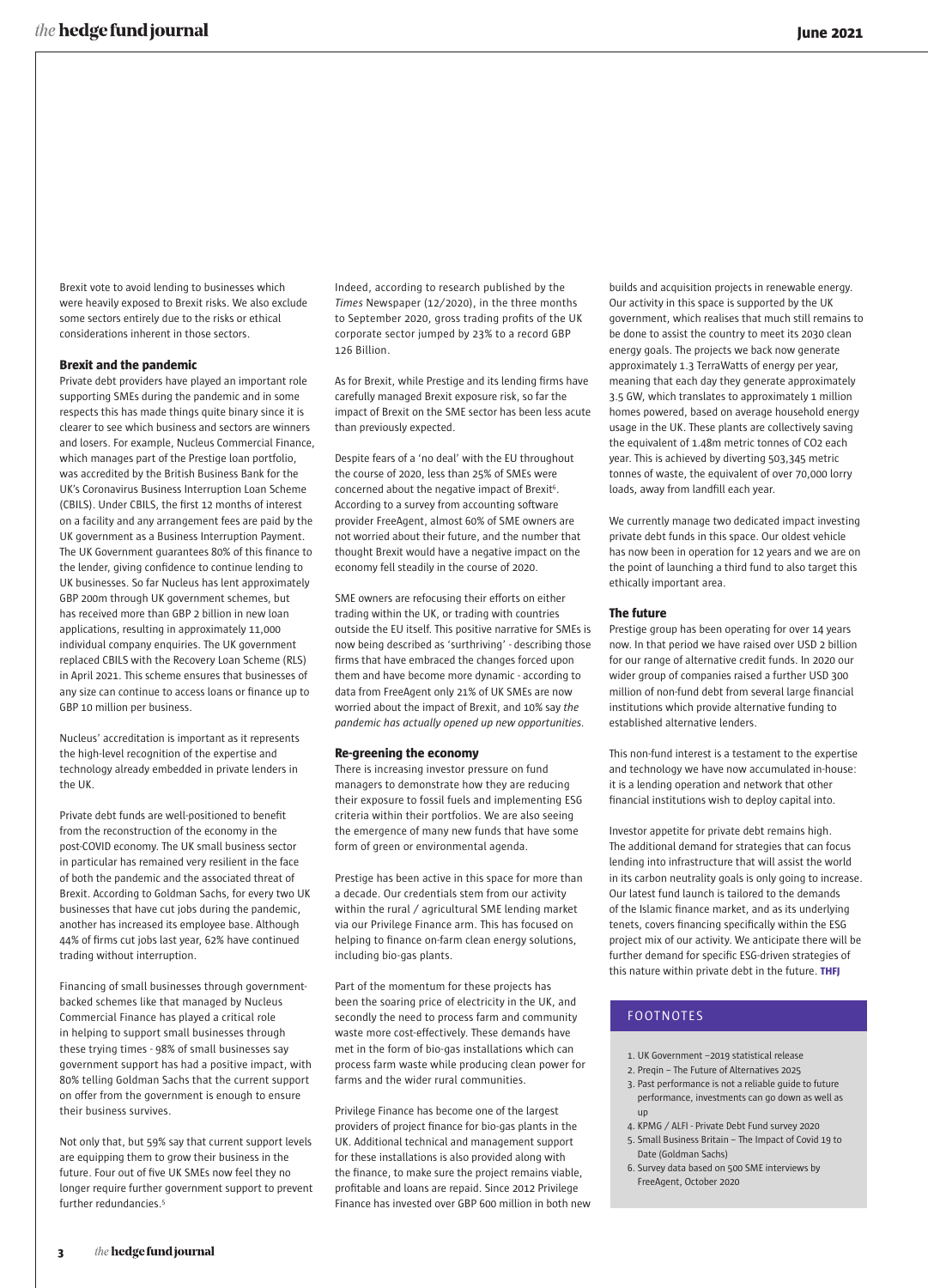Brexit vote to avoid lending to businesses which were heavily exposed to Brexit risks. We also exclude some sectors entirely due to the risks or ethical considerations inherent in those sectors.

### Brexit and the pandemic

Private debt providers have played an important role supporting SMEs during the pandemic and in some respects this has made things quite binary since it is clearer to see which business and sectors are winners and losers. For example, Nucleus Commercial Finance, which manages part of the Prestige loan portfolio, was accredited by the British Business Bank for the UK's Coronavirus Business Interruption Loan Scheme (CBILS). Under CBILS, the first 12 months of interest on a facility and any arrangement fees are paid by the UK government as a Business Interruption Payment. The UK Government guarantees 80% of this finance to the lender, giving confidence to continue lending to UK businesses. So far Nucleus has lent approximately GBP 200m through UK government schemes, but has received more than GBP 2 billion in new loan applications, resulting in approximately 11,000 individual company enquiries. The UK government replaced CBILS with the Recovery Loan Scheme (RLS) in April 2021. This scheme ensures that businesses of any size can continue to access loans or finance up to GBP 10 million per business.

Nucleus' accreditation is important as it represents the high-level recognition of the expertise and technology already embedded in private lenders in the UK.

Private debt funds are well-positioned to benefit from the reconstruction of the economy in the post-COVID economy. The UK small business sector in particular has remained very resilient in the face of both the pandemic and the associated threat of Brexit. According to Goldman Sachs, for every two UK businesses that have cut jobs during the pandemic, another has increased its employee base. Although 44% of firms cut jobs last year, 62% have continued trading without interruption.

Financing of small businesses through government-backed schemes like that managed by Nucleus Commercial Finance has played a critical role in helping to support small businesses through these trying times - 98% of small businesses say government support has had a positive impact, with 80% telling Goldman Sachs that the current support on offer from the government is enough to ensure their business survives.

Not only that, but 59% say that current support levels are equipping them to grow their business in the future. Four out of five UK SMEs now feel they no longer require further government support to prevent further redundancies.[5]

Indeed, according to research published by the *Times* Newspaper (12/2020), in the three months to September 2020, gross trading profits of the UK corporate sector jumped by 23% to a record GBP 126 Billion.

As for Brexit, while Prestige and its lending firms have carefully managed Brexit exposure risk, so far the impact of Brexit on the SME sector has been less acute than previously expected.

Despite fears of a 'no deal' with the EU throughout the course of 2020, less than 25% of SMEs were concerned about the negative impact of Brexit[6]. According to a survey from accounting software provider FreeAgent, almost 60% of SME owners are not worried about their future, and the number that thought Brexit would have a negative impact on the economy fell steadily in the course of 2020.

SME owners are refocusing their efforts on either trading within the UK, or trading with countries outside the EU itself. This positive narrative for SMEs is now being described as 'surthriving' - describing those firms that have embraced the changes forced upon them and have become more dynamic - according to data from FreeAgent only 21% of UK SMEs are now worried about the impact of Brexit, and 10% say *the pandemic has actually opened up new opportunities.*

### Re-greening the economy

There is increasing investor pressure on fund managers to demonstrate how they are reducing their exposure to fossil fuels and implementing ESG criteria within their portfolios. We are also seeing the emergence of many new funds that have some form of green or environmental agenda.

Prestige has been active in this space for more than a decade. Our credentials stem from our activity within the rural / agricultural SME lending market via our Privilege Finance arm. This has focused on helping to finance on-farm clean energy solutions, including bio-gas plants.

Part of the momentum for these projects has been the soaring price of electricity in the UK, and secondly the need to process farm and community waste more cost-effectively. These demands have met in the form of bio-gas installations which can process farm waste while producing clean power for farms and the wider rural communities.

Privilege Finance has become one of the largest providers of project finance for bio-gas plants in the UK. Additional technical and management support for these installations is also provided along with the finance, to make sure the project remains viable, profitable and loans are repaid. Since 2012 Privilege Finance has invested over GBP 600 million in both new builds and acquisition projects in renewable energy. Our activity in this space is supported by the UK government, which realises that much still remains to be done to assist the country to meet its 2030 clean energy goals. The projects we back now generate approximately 1.3 TerraWatts of energy per year, meaning that each day they generate approximately 3.5 GW, which translates to approximately 1 million homes powered, based on average household energy usage in the UK. These plants are collectively saving the equivalent of 1.48m metric tonnes of $CO_2$ each year. This is achieved by diverting 503,345 metric tonnes of waste, the equivalent of over 70,000 lorry loads, away from landfill each year.

We currently manage two dedicated impact investing private debt funds in this space. Our oldest vehicle has now been in operation for 12 years and we are on the point of launching a third fund to also target this ethically important area.

### The future

Prestige group has been operating for over 14 years now. In that period we have raised over USD 2 billion for our range of alternative credit funds. In 2020 our wider group of companies raised a further USD 300 million of non-fund debt from several large financial institutions which provide alternative funding to established alternative lenders.

This non-fund interest is a testament to the expertise and technology we have now accumulated in-house: it is a lending operation and network that other financial institutions wish to deploy capital into.

Investor appetite for private debt remains high. The additional demand for strategies that can focus lending into infrastructure that will assist the world in its carbon neutrality goals is only going to increase. Our latest fund launch is tailored to the demands of the Islamic finance market, and as its underlying tenets, covers financing specifically within the ESG project mix of our activity. We anticipate there will be further demand for specific ESG-driven strategies of this nature within private debt in the future. **THFJ**

### FOOTNOTES

1. UK Government –2019 statistical release
2. Preqin – The Future of Alternatives 2025
3. Past performance is not a reliable guide to future performance, investments can go down as well as up
4. KPMG / ALFI - Private Debt Fund survey 2020
5. Small Business Britain – The Impact of Covid 19 to Date (Goldman Sachs)
6. Survey data based on 500 SME interviews by FreeAgent, October 2020